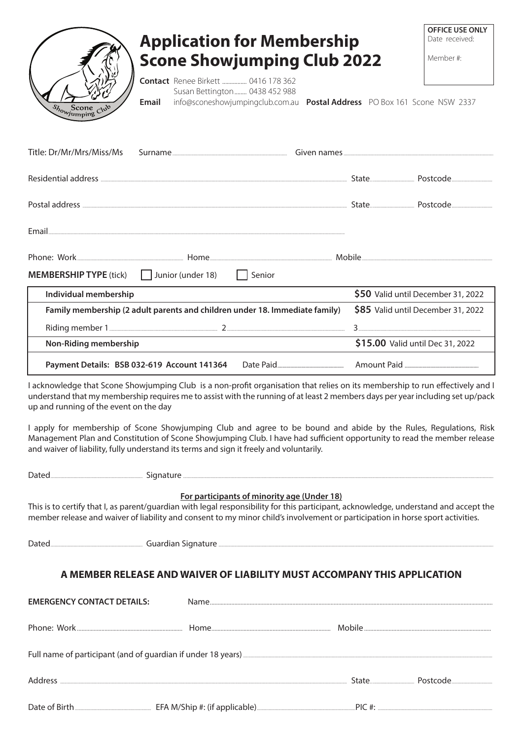# Application for Membership Scone Showjumping Club 2022

**OFFICE USE ONLY**
Date received:

Member #:

**Contact** Renee Birkett ................ 0416 178 362
Susan Bettington........ 0438 452 988

**Email** info@sconeshowjumpingclub.com.au **Postal Address** PO Box 161 Scone NSW 2337

Title: Dr/Mr/Mrs/Miss/Ms Surname........................................ Given names........................................

Residential address ........................................ State.................. Postcode..................

Postal address ........................................ State.................. Postcode..................

Email........................................

Phone: Work.................. Home.................. Mobile..................

**MEMBERSHIP TYPE** (tick) ☐ Junior (under 18) ☐ Senior

| | | |
|---|---|---|
| **Individual membership** | | **$50** Valid until December 31, 2022 |
| **Family membership (2 adult parents and children under 18. Immediate family)** | | **$85** Valid until December 31, 2022 |
| Riding member 1.................. | 2.................. | 3.................. |
| **Non-Riding membership** | | **$15.00** Valid until Dec 31, 2022 |
| **Payment Details: BSB 032-619 Account 141364** | Date Paid.................. | Amount Paid .................. |

I acknowledge that Scone Showjumping Club is a non-profit organisation that relies on its membership to run effectively and I understand that my membership requires me to assist with the running of at least 2 members days per year including set up/pack up and running of the event on the day

I apply for membership of Scone Showjumping Club and agree to be bound and abide by the Rules, Regulations, Risk Management Plan and Constitution of Scone Showjumping Club. I have had sufficient opportunity to read the member release and waiver of liability, fully understand its terms and sign it freely and voluntarily.

Dated.................. Signature ........................................

**For participants of minority age (Under 18)**

This is to certify that I, as parent/guardian with legal responsibility for this participant, acknowledge, understand and accept the member release and waiver of liability and consent to my minor child's involvement or participation in horse sport activities.

Dated.................. Guardian Signature ........................................

## A MEMBER RELEASE AND WAIVER OF LIABILITY MUST ACCOMPANY THIS APPLICATION

**EMERGENCY CONTACT DETAILS:** Name........................................

Phone: Work.................. Home.................. Mobile..................

Full name of participant (and of guardian if under 18 years)........................................

Address ........................................ State.................. Postcode..................

Date of Birth.................. EFA M/Ship #: (if applicable).................. PIC #: ..................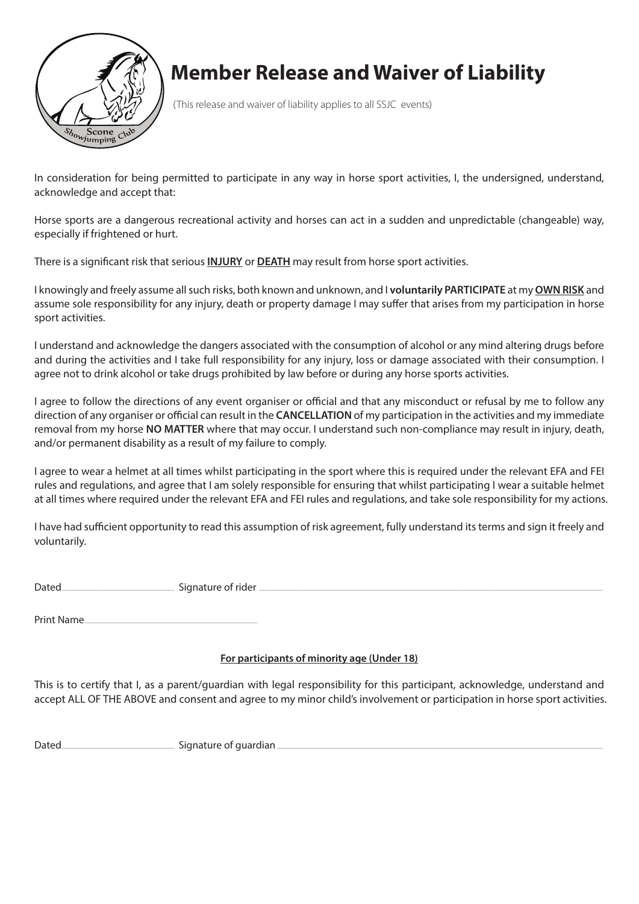# Member Release and Waiver of Liability

(This release and waiver of liability applies to all SSJC events)

In consideration for being permitted to participate in any way in horse sport activities, I, the undersigned, understand, acknowledge and accept that:

Horse sports are a dangerous recreational activity and horses can act in a sudden and unpredictable (changeable) way, especially if frightened or hurt.

There is a significant risk that serious **INJURY** or **DEATH** may result from horse sport activities.

I knowingly and freely assume all such risks, both known and unknown, and I **voluntarily PARTICIPATE** at my **OWN RISK** and assume sole responsibility for any injury, death or property damage I may suffer that arises from my participation in horse sport activities.

I understand and acknowledge the dangers associated with the consumption of alcohol or any mind altering drugs before and during the activities and I take full responsibility for any injury, loss or damage associated with their consumption. I agree not to drink alcohol or take drugs prohibited by law before or during any horse sports activities.

I agree to follow the directions of any event organiser or official and that any misconduct or refusal by me to follow any direction of any organiser or official can result in the **CANCELLATION** of my participation in the activities and my immediate removal from my horse **NO MATTER** where that may occur. I understand such non-compliance may result in injury, death, and/or permanent disability as a result of my failure to comply.

I agree to wear a helmet at all times whilst participating in the sport where this is required under the relevant EFA and FEI rules and regulations, and agree that I am solely responsible for ensuring that whilst participating I wear a suitable helmet at all times where required under the relevant EFA and FEI rules and regulations, and take sole responsibility for my actions.

I have had sufficient opportunity to read this assumption of risk agreement, fully understand its terms and sign it freely and voluntarily.

Dated.................................... Signature of rider ....................................................................................................

Print Name ....................................................................

**For participants of minority age (Under 18)**

This is to certify that I, as a parent/guardian with legal responsibility for this participant, acknowledge, understand and accept ALL OF THE ABOVE and consent and agree to my minor child's involvement or participation in horse sport activities.

Dated.................................... Signature of guardian ....................................................................................................